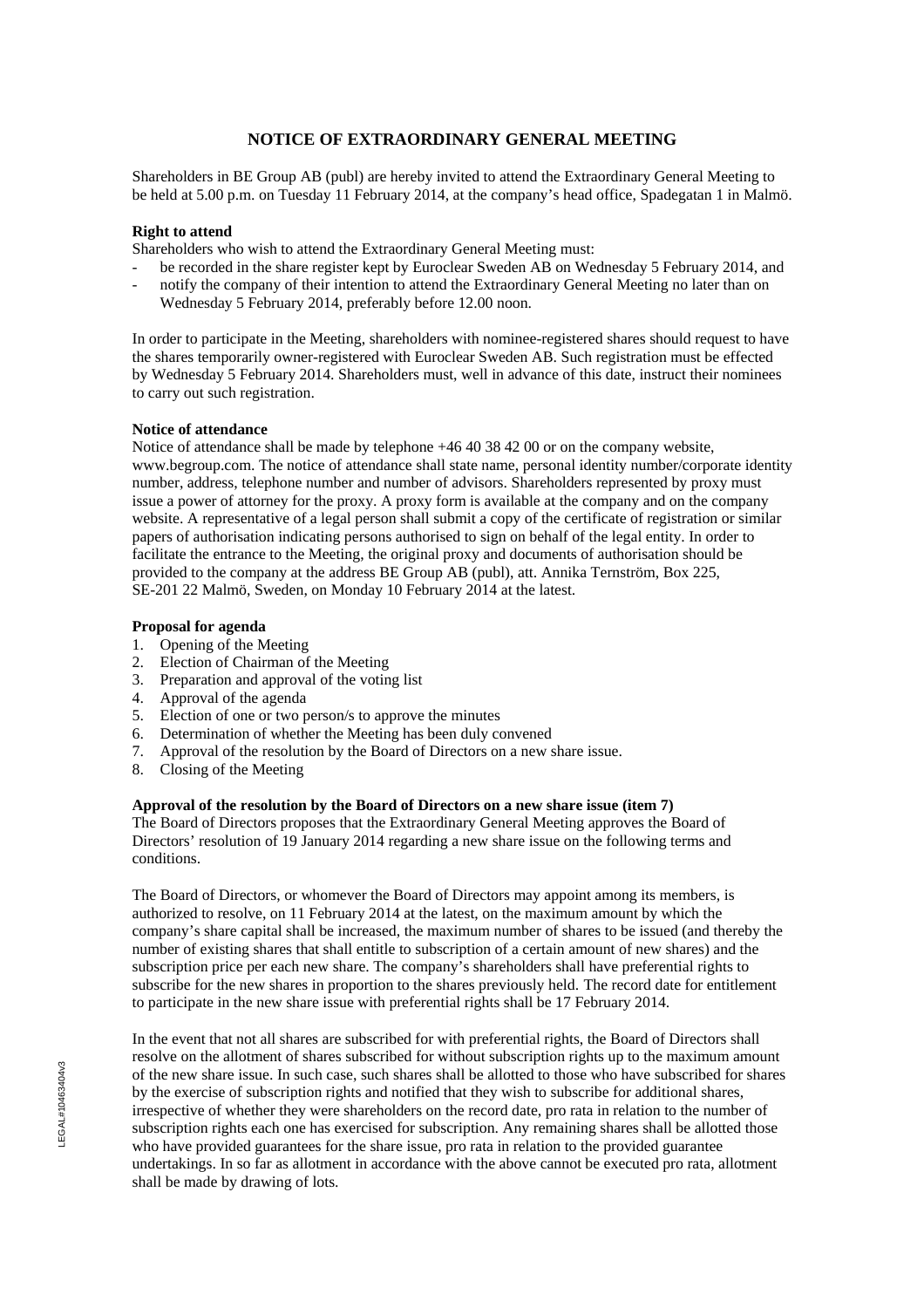# NOTICE OF EXTRAORDINARY GENERAL MEETING

Shareholders in BE Group AB (publ) are hereby invited to attend the Extraordinary General Meeting to be held at 5.00 p.m. on Tuesday 11 February 2014, at the company's head office, Spadegatan 1 in Malmö.

**Right to attend**

Shareholders who wish to attend the Extraordinary General Meeting must:

- be recorded in the share register kept by Euroclear Sweden AB on Wednesday 5 February 2014, and
- notify the company of their intention to attend the Extraordinary General Meeting no later than on Wednesday 5 February 2014, preferably before 12.00 noon.

In order to participate in the Meeting, shareholders with nominee-registered shares should request to have the shares temporarily owner-registered with Euroclear Sweden AB. Such registration must be effected by Wednesday 5 February 2014. Shareholders must, well in advance of this date, instruct their nominees to carry out such registration.

**Notice of attendance**

Notice of attendance shall be made by telephone +46 40 38 42 00 or on the company website, www.begroup.com. The notice of attendance shall state name, personal identity number/corporate identity number, address, telephone number and number of advisors. Shareholders represented by proxy must issue a power of attorney for the proxy. A proxy form is available at the company and on the company website. A representative of a legal person shall submit a copy of the certificate of registration or similar papers of authorisation indicating persons authorised to sign on behalf of the legal entity. In order to facilitate the entrance to the Meeting, the original proxy and documents of authorisation should be provided to the company at the address BE Group AB (publ), att. Annika Ternström, Box 225, SE-201 22 Malmö, Sweden, on Monday 10 February 2014 at the latest.

**Proposal for agenda**

1. Opening of the Meeting
2. Election of Chairman of the Meeting
3. Preparation and approval of the voting list
4. Approval of the agenda
5. Election of one or two person/s to approve the minutes
6. Determination of whether the Meeting has been duly convened
7. Approval of the resolution by the Board of Directors on a new share issue.
8. Closing of the Meeting

**Approval of the resolution by the Board of Directors on a new share issue (item 7)**

The Board of Directors proposes that the Extraordinary General Meeting approves the Board of Directors' resolution of 19 January 2014 regarding a new share issue on the following terms and conditions.

The Board of Directors, or whomever the Board of Directors may appoint among its members, is authorized to resolve, on 11 February 2014 at the latest, on the maximum amount by which the company's share capital shall be increased, the maximum number of shares to be issued (and thereby the number of existing shares that shall entitle to subscription of a certain amount of new shares) and the subscription price per each new share. The company's shareholders shall have preferential rights to subscribe for the new shares in proportion to the shares previously held. The record date for entitlement to participate in the new share issue with preferential rights shall be 17 February 2014.

In the event that not all shares are subscribed for with preferential rights, the Board of Directors shall resolve on the allotment of shares subscribed for without subscription rights up to the maximum amount of the new share issue. In such case, such shares shall be allotted to those who have subscribed for shares by the exercise of subscription rights and notified that they wish to subscribe for additional shares, irrespective of whether they were shareholders on the record date, pro rata in relation to the number of subscription rights each one has exercised for subscription. Any remaining shares shall be allotted those who have provided guarantees for the share issue, pro rata in relation to the provided guarantee undertakings. In so far as allotment in accordance with the above cannot be executed pro rata, allotment shall be made by drawing of lots.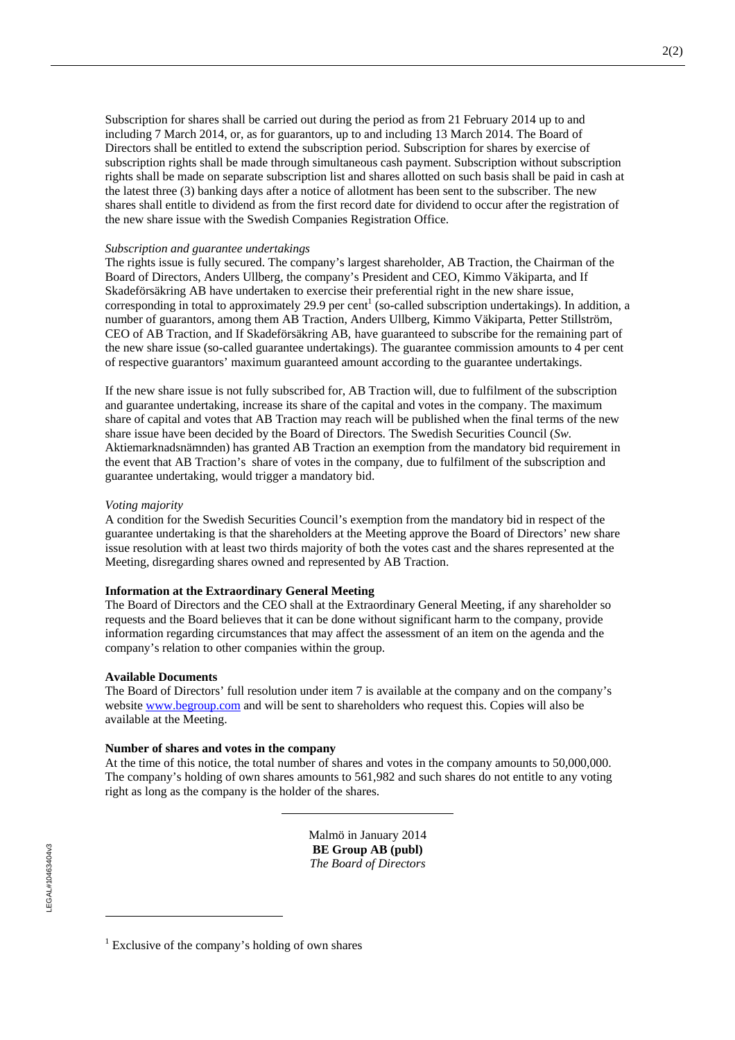Subscription for shares shall be carried out during the period as from 21 February 2014 up to and including 7 March 2014, or, as for guarantors, up to and including 13 March 2014. The Board of Directors shall be entitled to extend the subscription period. Subscription for shares by exercise of subscription rights shall be made through simultaneous cash payment. Subscription without subscription rights shall be made on separate subscription list and shares allotted on such basis shall be paid in cash at the latest three (3) banking days after a notice of allotment has been sent to the subscriber. The new shares shall entitle to dividend as from the first record date for dividend to occur after the registration of the new share issue with the Swedish Companies Registration Office.

*Subscription and guarantee undertakings*

The rights issue is fully secured. The company's largest shareholder, AB Traction, the Chairman of the Board of Directors, Anders Ullberg, the company's President and CEO, Kimmo Väkiparta, and If Skadeförsäkring AB have undertaken to exercise their preferential right in the new share issue, corresponding in total to approximately 29.9 per cent[1] (so-called subscription undertakings). In addition, a number of guarantors, among them AB Traction, Anders Ullberg, Kimmo Väkiparta, Petter Stillström, CEO of AB Traction, and If Skadeförsäkring AB, have guaranteed to subscribe for the remaining part of the new share issue (so-called guarantee undertakings). The guarantee commission amounts to 4 per cent of respective guarantors' maximum guaranteed amount according to the guarantee undertakings.

If the new share issue is not fully subscribed for, AB Traction will, due to fulfilment of the subscription and guarantee undertaking, increase its share of the capital and votes in the company. The maximum share of capital and votes that AB Traction may reach will be published when the final terms of the new share issue have been decided by the Board of Directors. The Swedish Securities Council (*Sw.* Aktiemarknadsnämnden) has granted AB Traction an exemption from the mandatory bid requirement in the event that AB Traction's share of votes in the company, due to fulfilment of the subscription and guarantee undertaking, would trigger a mandatory bid.

*Voting majority*

A condition for the Swedish Securities Council's exemption from the mandatory bid in respect of the guarantee undertaking is that the shareholders at the Meeting approve the Board of Directors' new share issue resolution with at least two thirds majority of both the votes cast and the shares represented at the Meeting, disregarding shares owned and represented by AB Traction.

**Information at the Extraordinary General Meeting**

The Board of Directors and the CEO shall at the Extraordinary General Meeting, if any shareholder so requests and the Board believes that it can be done without significant harm to the company, provide information regarding circumstances that may affect the assessment of an item on the agenda and the company's relation to other companies within the group.

**Available Documents**

The Board of Directors' full resolution under item 7 is available at the company and on the company's website www.begroup.com and will be sent to shareholders who request this. Copies will also be available at the Meeting.

**Number of shares and votes in the company**

At the time of this notice, the total number of shares and votes in the company amounts to 50,000,000. The company's holding of own shares amounts to 561,982 and such shares do not entitle to any voting right as long as the company is the holder of the shares.

---

Malmö in January 2014
**BE Group AB (publ)**
*The Board of Directors*

[1] Exclusive of the company's holding of own shares